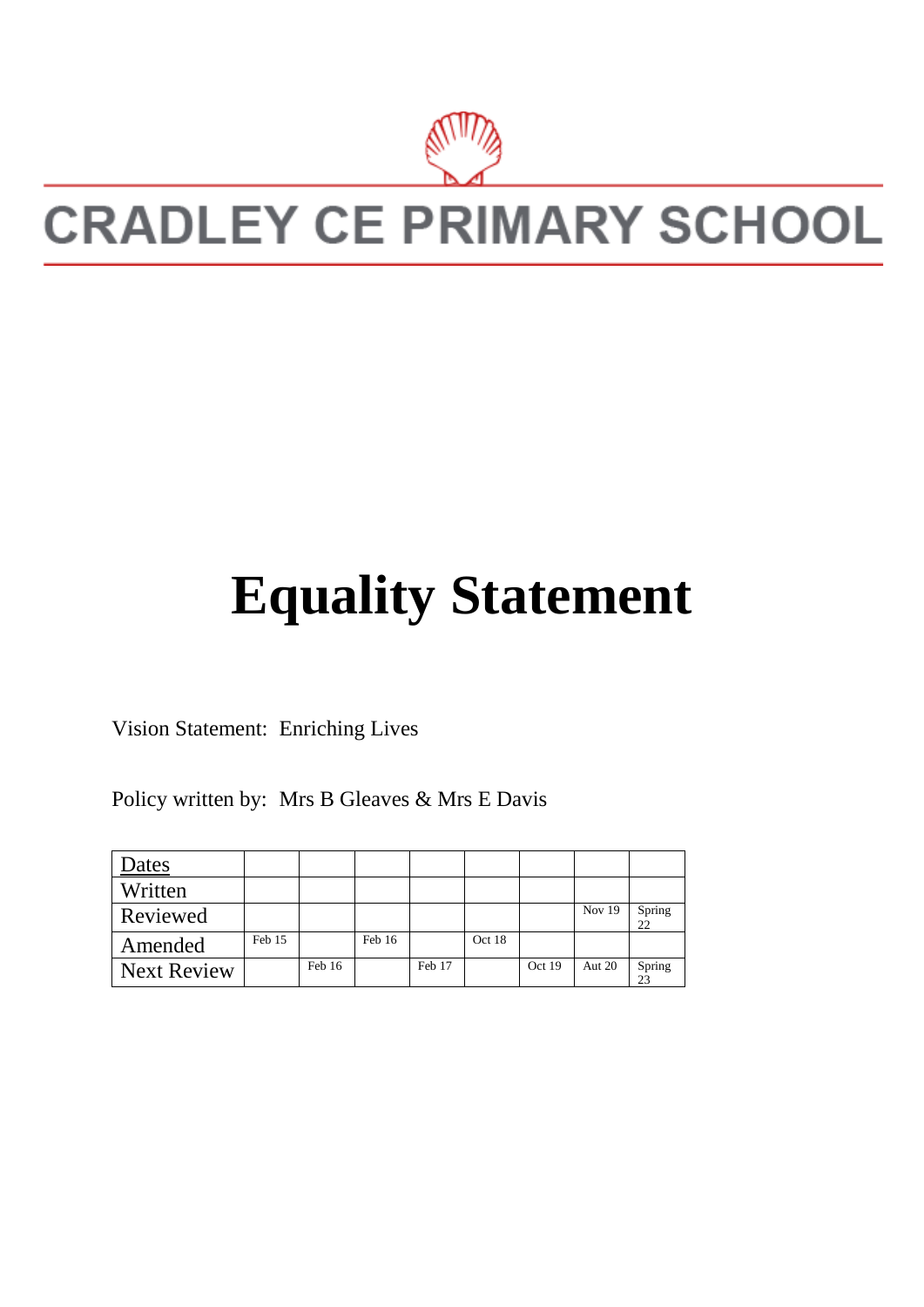# CRADLEY CE PRIMARY SCHOOL

# Equality Statement

Vision Statement: Enriching Lives

Policy written by: Mrs B Gleaves & Mrs E Davis

| Dates | | | | | | | | |
|---|---|---|---|---|---|---|---|---|
| Written | | | | | | | | |
| Reviewed | | | | | | | Nov 19 | Spring 22 |
| Amended | Feb 15 | | Feb 16 | | Oct 18 | | | |
| Next Review | | Feb 16 | | Feb 17 | | Oct 19 | Aut 20 | Spring 23 |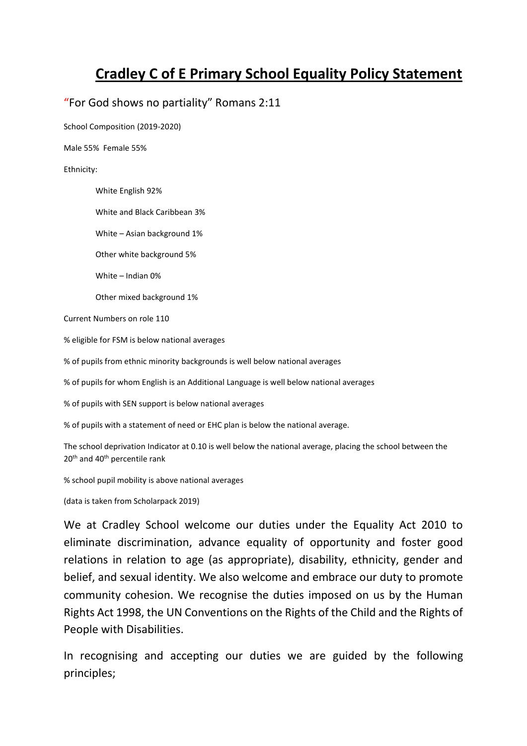# Cradley C of E Primary School Equality Policy Statement

"For God shows no partiality" Romans 2:11

School Composition (2019-2020)

Male 55% Female 55%

Ethnicity:

- White English 92%
- White and Black Caribbean 3%
- White – Asian background 1%
- Other white background 5%
- White – Indian 0%
- Other mixed background 1%

Current Numbers on role 110

% eligible for FSM is below national averages

% of pupils from ethnic minority backgrounds is well below national averages

% of pupils for whom English is an Additional Language is well below national averages

% of pupils with SEN support is below national averages

% of pupils with a statement of need or EHC plan is below the national average.

The school deprivation Indicator at 0.10 is well below the national average, placing the school between the 20th and 40th percentile rank

% school pupil mobility is above national averages

(data is taken from Scholarpack 2019)

We at Cradley School welcome our duties under the Equality Act 2010 to eliminate discrimination, advance equality of opportunity and foster good relations in relation to age (as appropriate), disability, ethnicity, gender and belief, and sexual identity. We also welcome and embrace our duty to promote community cohesion. We recognise the duties imposed on us by the Human Rights Act 1998, the UN Conventions on the Rights of the Child and the Rights of People with Disabilities.

In recognising and accepting our duties we are guided by the following principles;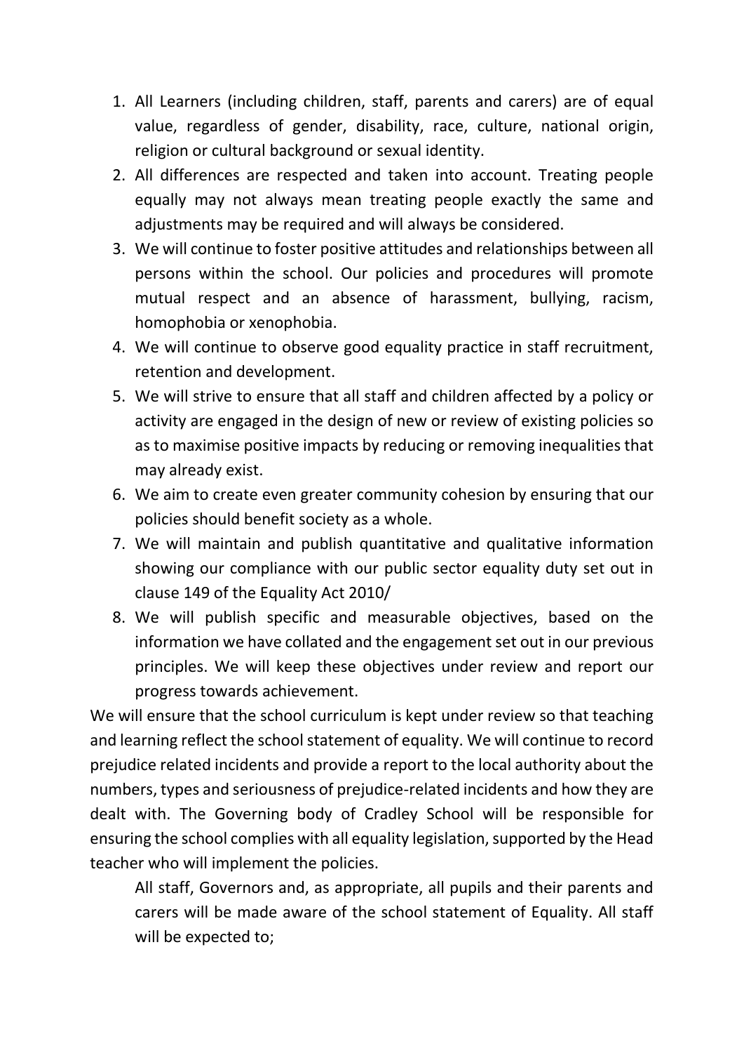1. All Learners (including children, staff, parents and carers) are of equal value, regardless of gender, disability, race, culture, national origin, religion or cultural background or sexual identity.
2. All differences are respected and taken into account. Treating people equally may not always mean treating people exactly the same and adjustments may be required and will always be considered.
3. We will continue to foster positive attitudes and relationships between all persons within the school. Our policies and procedures will promote mutual respect and an absence of harassment, bullying, racism, homophobia or xenophobia.
4. We will continue to observe good equality practice in staff recruitment, retention and development.
5. We will strive to ensure that all staff and children affected by a policy or activity are engaged in the design of new or review of existing policies so as to maximise positive impacts by reducing or removing inequalities that may already exist.
6. We aim to create even greater community cohesion by ensuring that our policies should benefit society as a whole.
7. We will maintain and publish quantitative and qualitative information showing our compliance with our public sector equality duty set out in clause 149 of the Equality Act 2010/
8. We will publish specific and measurable objectives, based on the information we have collated and the engagement set out in our previous principles. We will keep these objectives under review and report our progress towards achievement.

We will ensure that the school curriculum is kept under review so that teaching and learning reflect the school statement of equality. We will continue to record prejudice related incidents and provide a report to the local authority about the numbers, types and seriousness of prejudice-related incidents and how they are dealt with. The Governing body of Cradley School will be responsible for ensuring the school complies with all equality legislation, supported by the Head teacher who will implement the policies.

All staff, Governors and, as appropriate, all pupils and their parents and carers will be made aware of the school statement of Equality. All staff will be expected to;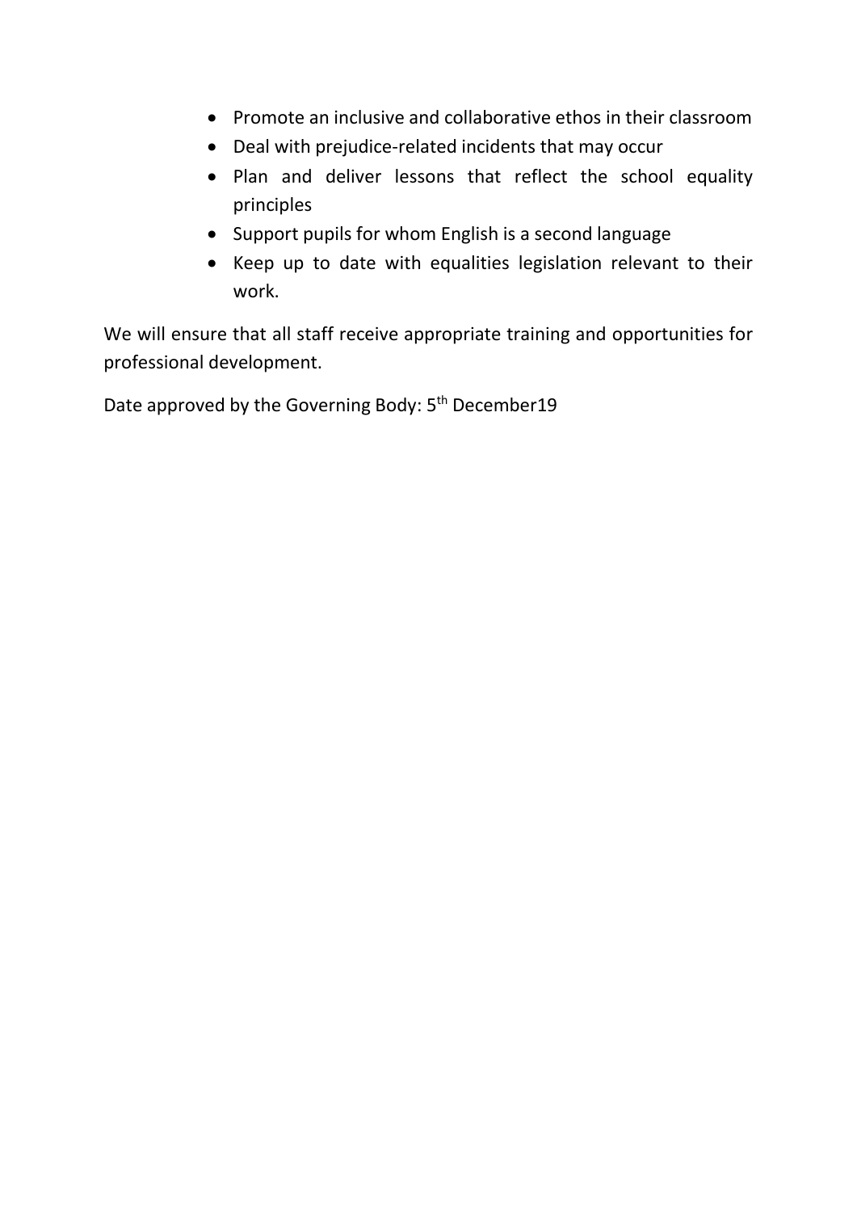- Promote an inclusive and collaborative ethos in their classroom
- Deal with prejudice-related incidents that may occur
- Plan and deliver lessons that reflect the school equality principles
- Support pupils for whom English is a second language
- Keep up to date with equalities legislation relevant to their work.

We will ensure that all staff receive appropriate training and opportunities for professional development.

Date approved by the Governing Body: 5th December19